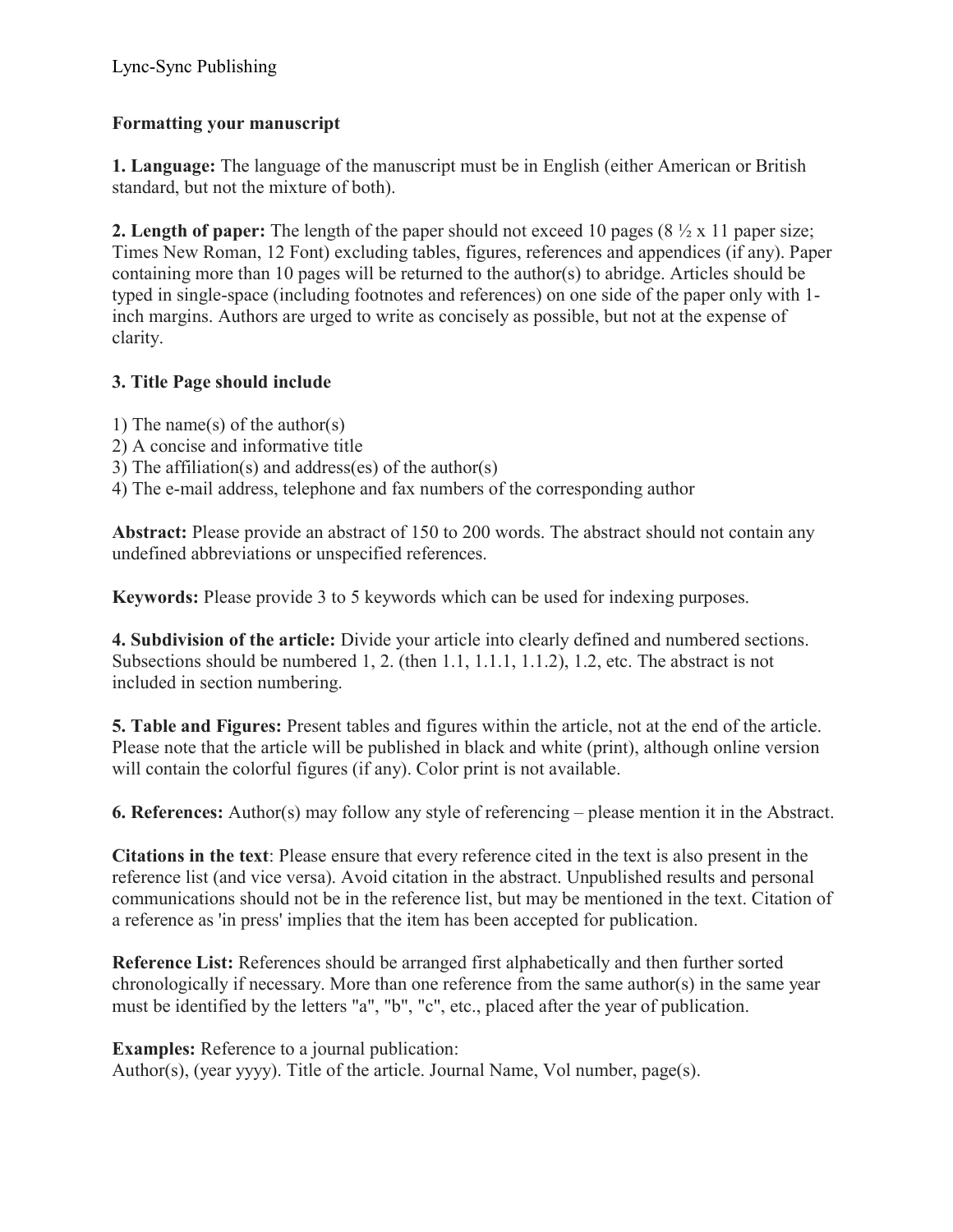Lync-Sync Publishing

## Formatting your manuscript

**1. Language:** The language of the manuscript must be in English (either American or British standard, but not the mixture of both).

**2. Length of paper:** The length of the paper should not exceed 10 pages (8 ½ x 11 paper size; Times New Roman, 12 Font) excluding tables, figures, references and appendices (if any). Paper containing more than 10 pages will be returned to the author(s) to abridge. Articles should be typed in single-space (including footnotes and references) on one side of the paper only with 1-inch margins. Authors are urged to write as concisely as possible, but not at the expense of clarity.

**3. Title Page should include**

1) The name(s) of the author(s)
2) A concise and informative title
3) The affiliation(s) and address(es) of the author(s)
4) The e-mail address, telephone and fax numbers of the corresponding author

**Abstract:** Please provide an abstract of 150 to 200 words. The abstract should not contain any undefined abbreviations or unspecified references.

**Keywords:** Please provide 3 to 5 keywords which can be used for indexing purposes.

**4. Subdivision of the article:** Divide your article into clearly defined and numbered sections. Subsections should be numbered 1, 2. (then 1.1, 1.1.1, 1.1.2), 1.2, etc. The abstract is not included in section numbering.

**5. Table and Figures:** Present tables and figures within the article, not at the end of the article. Please note that the article will be published in black and white (print), although online version will contain the colorful figures (if any). Color print is not available.

**6. References:** Author(s) may follow any style of referencing – please mention it in the Abstract.

**Citations in the text**: Please ensure that every reference cited in the text is also present in the reference list (and vice versa). Avoid citation in the abstract. Unpublished results and personal communications should not be in the reference list, but may be mentioned in the text. Citation of a reference as 'in press' implies that the item has been accepted for publication.

**Reference List:** References should be arranged first alphabetically and then further sorted chronologically if necessary. More than one reference from the same author(s) in the same year must be identified by the letters "a", "b", "c", etc., placed after the year of publication.

**Examples:** Reference to a journal publication:
Author(s), (year yyyy). Title of the article. Journal Name, Vol number, page(s).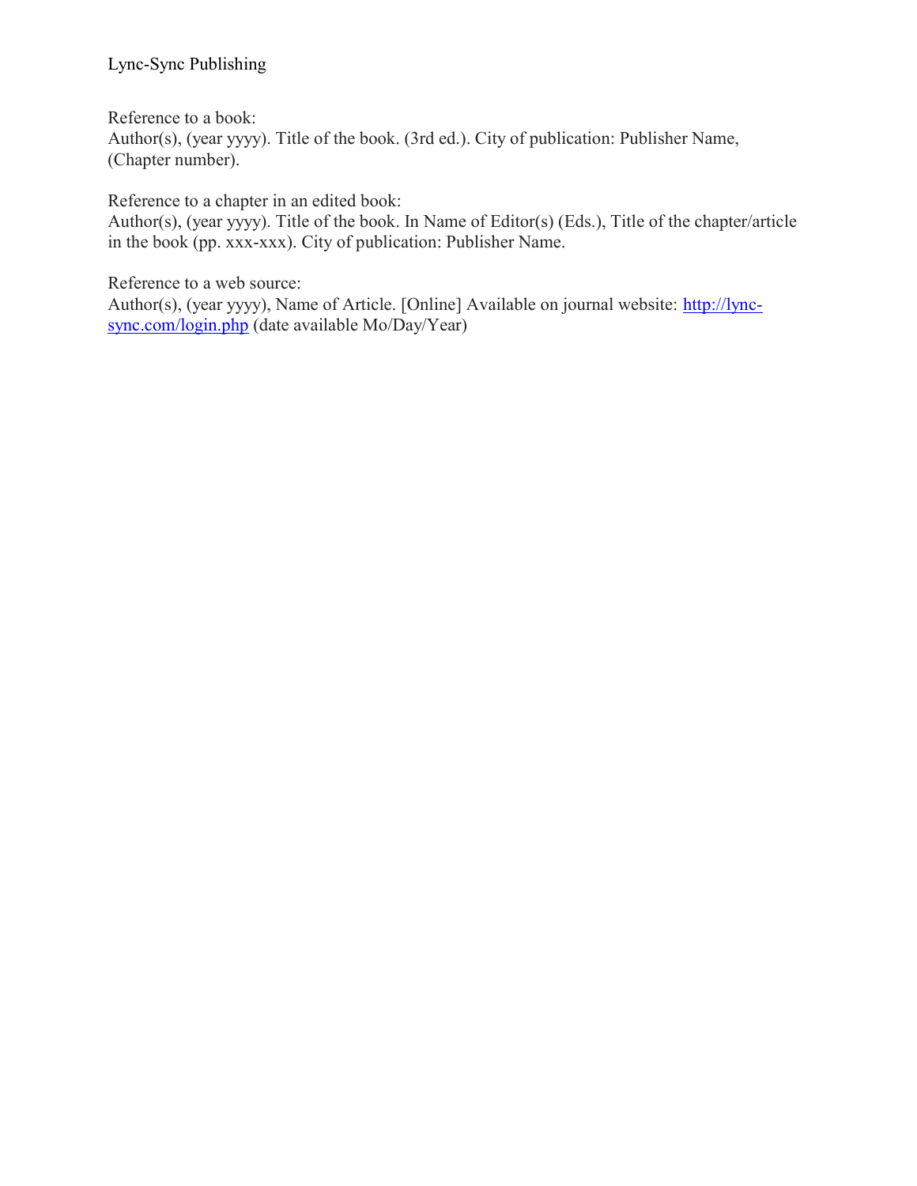Lync-Sync Publishing

Reference to a book:
Author(s), (year yyyy). Title of the book. (3rd ed.). City of publication: Publisher Name, (Chapter number).

Reference to a chapter in an edited book:
Author(s), (year yyyy). Title of the book. In Name of Editor(s) (Eds.), Title of the chapter/article in the book (pp. xxx-xxx). City of publication: Publisher Name.

Reference to a web source:
Author(s), (year yyyy), Name of Article. [Online] Available on journal website: http://lync-sync.com/login.php (date available Mo/Day/Year)